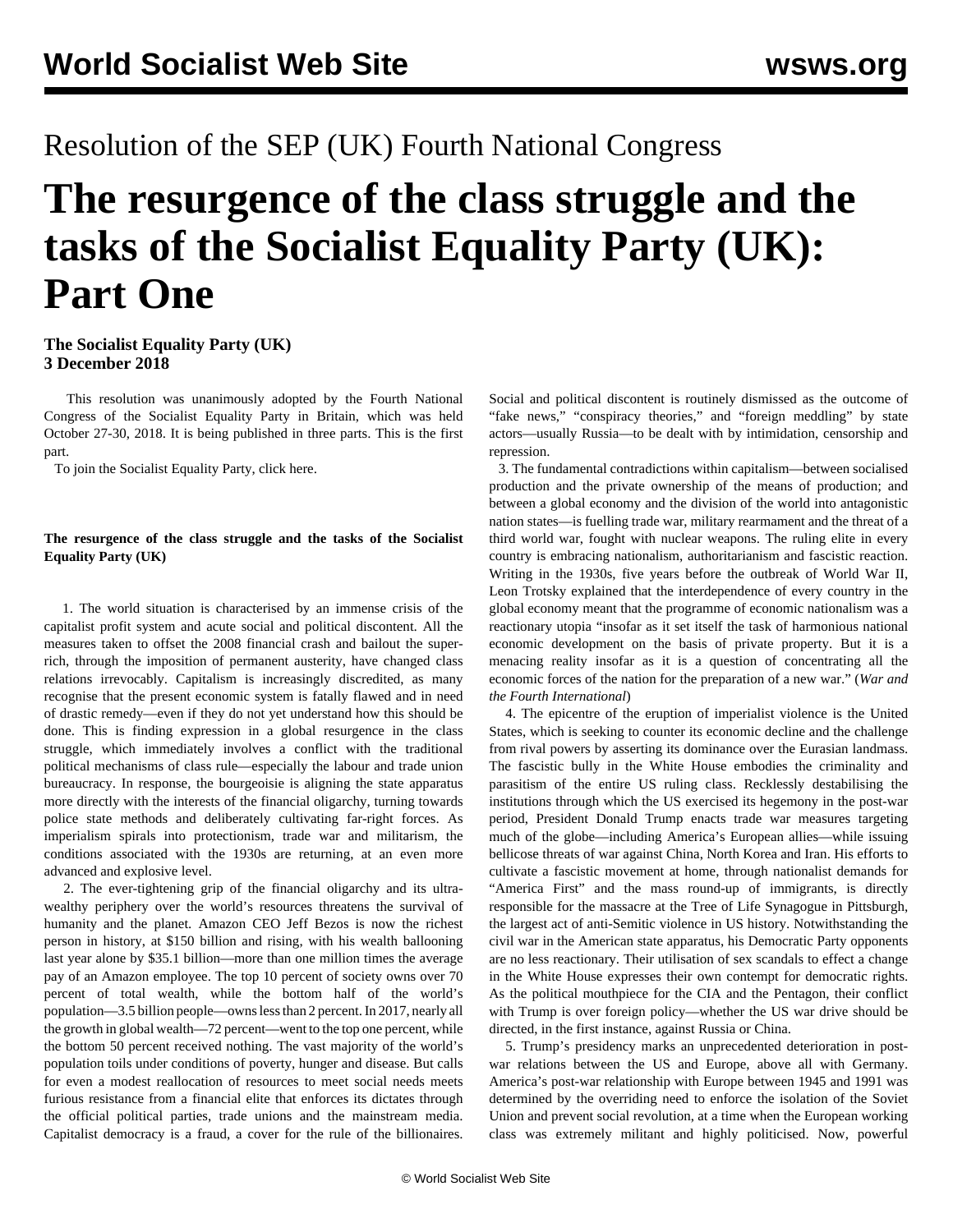Resolution of the SEP (UK) Fourth National Congress

# The resurgence of the class struggle and the tasks of the Socialist Equality Party (UK): Part One

**The Socialist Equality Party (UK)**
**3 December 2018**

This resolution was unanimously adopted by the Fourth National Congress of the Socialist Equality Party in Britain, which was held October 27-30, 2018. It is being published in three parts. This is the first part.

To join the Socialist Equality Party, click here.

**The resurgence of the class struggle and the tasks of the Socialist Equality Party (UK)**

1. The world situation is characterised by an immense crisis of the capitalist profit system and acute social and political discontent. All the measures taken to offset the 2008 financial crash and bailout the super-rich, through the imposition of permanent austerity, have changed class relations irrevocably. Capitalism is increasingly discredited, as many recognise that the present economic system is fatally flawed and in need of drastic remedy—even if they do not yet understand how this should be done. This is finding expression in a global resurgence in the class struggle, which immediately involves a conflict with the traditional political mechanisms of class rule—especially the labour and trade union bureaucracy. In response, the bourgeoisie is aligning the state apparatus more directly with the interests of the financial oligarchy, turning towards police state methods and deliberately cultivating far-right forces. As imperialism spirals into protectionism, trade war and militarism, the conditions associated with the 1930s are returning, at an even more advanced and explosive level.

2. The ever-tightening grip of the financial oligarchy and its ultra-wealthy periphery over the world's resources threatens the survival of humanity and the planet. Amazon CEO Jeff Bezos is now the richest person in history, at $150 billion and rising, with his wealth ballooning last year alone by $35.1 billion—more than one million times the average pay of an Amazon employee. The top 10 percent of society owns over 70 percent of total wealth, while the bottom half of the world's population—3.5 billion people—owns less than 2 percent. In 2017, nearly all the growth in global wealth—72 percent—went to the top one percent, while the bottom 50 percent received nothing. The vast majority of the world's population toils under conditions of poverty, hunger and disease. But calls for even a modest reallocation of resources to meet social needs meets furious resistance from a financial elite that enforces its dictates through the official political parties, trade unions and the mainstream media. Capitalist democracy is a fraud, a cover for the rule of the billionaires. Social and political discontent is routinely dismissed as the outcome of "fake news," "conspiracy theories," and "foreign meddling" by state actors—usually Russia—to be dealt with by intimidation, censorship and repression.

3. The fundamental contradictions within capitalism—between socialised production and the private ownership of the means of production; and between a global economy and the division of the world into antagonistic nation states—is fuelling trade war, military rearmament and the threat of a third world war, fought with nuclear weapons. The ruling elite in every country is embracing nationalism, authoritarianism and fascistic reaction. Writing in the 1930s, five years before the outbreak of World War II, Leon Trotsky explained that the interdependence of every country in the global economy meant that the programme of economic nationalism was a reactionary utopia "insofar as it set itself the task of harmonious national economic development on the basis of private property. But it is a menacing reality insofar as it is a question of concentrating all the economic forces of the nation for the preparation of a new war." (*War and the Fourth International*)

4. The epicentre of the eruption of imperialist violence is the United States, which is seeking to counter its economic decline and the challenge from rival powers by asserting its dominance over the Eurasian landmass. The fascistic bully in the White House embodies the criminality and parasitism of the entire US ruling class. Recklessly destabilising the institutions through which the US exercised its hegemony in the post-war period, President Donald Trump enacts trade war measures targeting much of the globe—including America's European allies—while issuing bellicose threats of war against China, North Korea and Iran. His efforts to cultivate a fascistic movement at home, through nationalist demands for "America First" and the mass round-up of immigrants, is directly responsible for the massacre at the Tree of Life Synagogue in Pittsburgh, the largest act of anti-Semitic violence in US history. Notwithstanding the civil war in the American state apparatus, his Democratic Party opponents are no less reactionary. Their utilisation of sex scandals to effect a change in the White House expresses their own contempt for democratic rights. As the political mouthpiece for the CIA and the Pentagon, their conflict with Trump is over foreign policy—whether the US war drive should be directed, in the first instance, against Russia or China.

5. Trump's presidency marks an unprecedented deterioration in post-war relations between the US and Europe, above all with Germany. America's post-war relationship with Europe between 1945 and 1991 was determined by the overriding need to enforce the isolation of the Soviet Union and prevent social revolution, at a time when the European working class was extremely militant and highly politicised. Now, powerful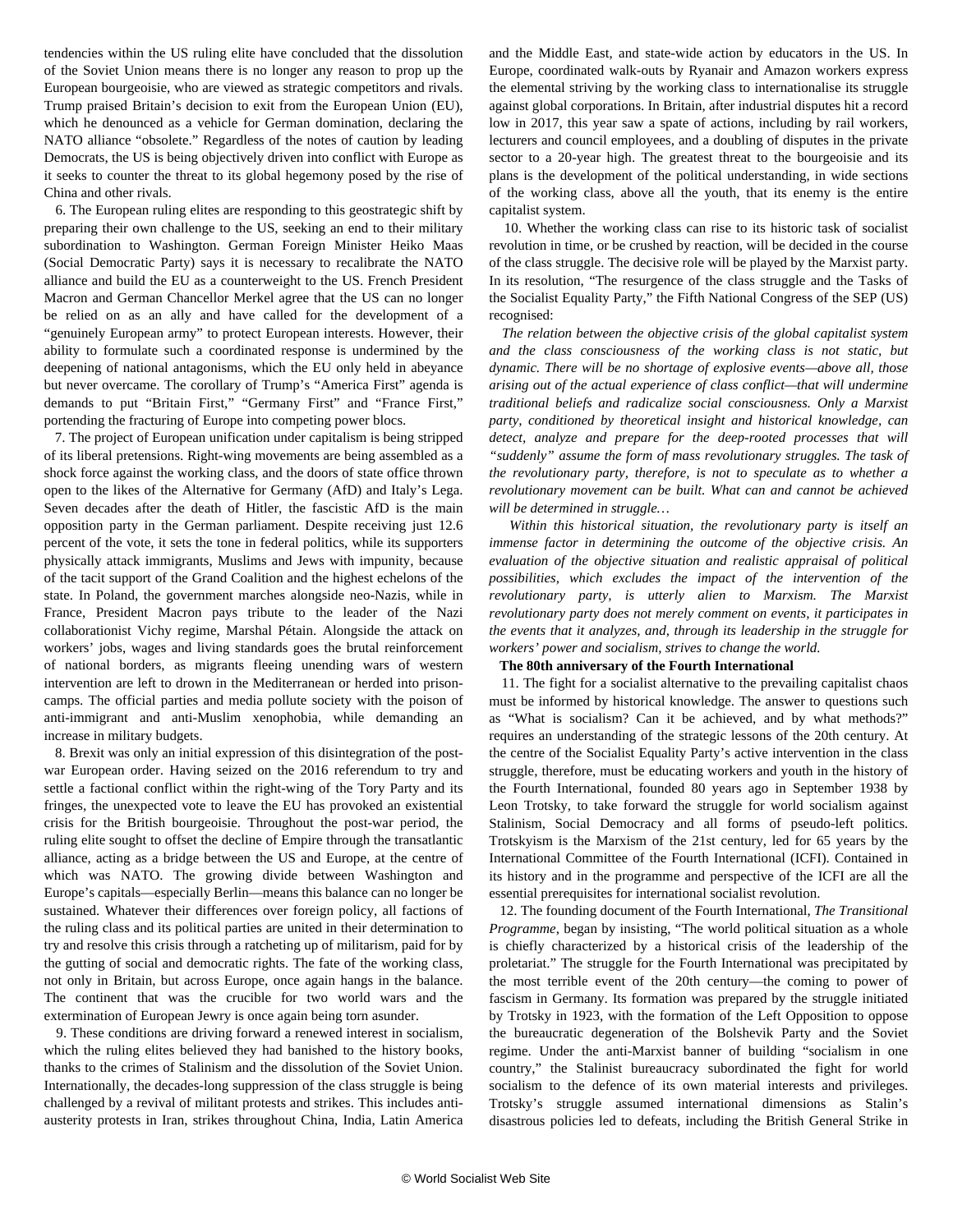tendencies within the US ruling elite have concluded that the dissolution of the Soviet Union means there is no longer any reason to prop up the European bourgeoisie, who are viewed as strategic competitors and rivals. Trump praised Britain's decision to exit from the European Union (EU), which he denounced as a vehicle for German domination, declaring the NATO alliance "obsolete." Regardless of the notes of caution by leading Democrats, the US is being objectively driven into conflict with Europe as it seeks to counter the threat to its global hegemony posed by the rise of China and other rivals.

6. The European ruling elites are responding to this geostrategic shift by preparing their own challenge to the US, seeking an end to their military subordination to Washington. German Foreign Minister Heiko Maas (Social Democratic Party) says it is necessary to recalibrate the NATO alliance and build the EU as a counterweight to the US. French President Macron and German Chancellor Merkel agree that the US can no longer be relied on as an ally and have called for the development of a "genuinely European army" to protect European interests. However, their ability to formulate such a coordinated response is undermined by the deepening of national antagonisms, which the EU only held in abeyance but never overcame. The corollary of Trump's "America First" agenda is demands to put "Britain First," "Germany First" and "France First," portending the fracturing of Europe into competing power blocs.

7. The project of European unification under capitalism is being stripped of its liberal pretensions. Right-wing movements are being assembled as a shock force against the working class, and the doors of state office thrown open to the likes of the Alternative for Germany (AfD) and Italy's Lega. Seven decades after the death of Hitler, the fascistic AfD is the main opposition party in the German parliament. Despite receiving just 12.6 percent of the vote, it sets the tone in federal politics, while its supporters physically attack immigrants, Muslims and Jews with impunity, because of the tacit support of the Grand Coalition and the highest echelons of the state. In Poland, the government marches alongside neo-Nazis, while in France, President Macron pays tribute to the leader of the Nazi collaborationist Vichy regime, Marshal Pétain. Alongside the attack on workers' jobs, wages and living standards goes the brutal reinforcement of national borders, as migrants fleeing unending wars of western intervention are left to drown in the Mediterranean or herded into prison-camps. The official parties and media pollute society with the poison of anti-immigrant and anti-Muslim xenophobia, while demanding an increase in military budgets.

8. Brexit was only an initial expression of this disintegration of the post-war European order. Having seized on the 2016 referendum to try and settle a factional conflict within the right-wing of the Tory Party and its fringes, the unexpected vote to leave the EU has provoked an existential crisis for the British bourgeoisie. Throughout the post-war period, the ruling elite sought to offset the decline of Empire through the transatlantic alliance, acting as a bridge between the US and Europe, at the centre of which was NATO. The growing divide between Washington and Europe's capitals—especially Berlin—means this balance can no longer be sustained. Whatever their differences over foreign policy, all factions of the ruling class and its political parties are united in their determination to try and resolve this crisis through a ratcheting up of militarism, paid for by the gutting of social and democratic rights. The fate of the working class, not only in Britain, but across Europe, once again hangs in the balance. The continent that was the crucible for two world wars and the extermination of European Jewry is once again being torn asunder.

9. These conditions are driving forward a renewed interest in socialism, which the ruling elites believed they had banished to the history books, thanks to the crimes of Stalinism and the dissolution of the Soviet Union. Internationally, the decades-long suppression of the class struggle is being challenged by a revival of militant protests and strikes. This includes anti-austerity protests in Iran, strikes throughout China, India, Latin America and the Middle East, and state-wide action by educators in the US. In Europe, coordinated walk-outs by Ryanair and Amazon workers express the elemental striving by the working class to internationalise its struggle against global corporations. In Britain, after industrial disputes hit a record low in 2017, this year saw a spate of actions, including by rail workers, lecturers and council employees, and a doubling of disputes in the private sector to a 20-year high. The greatest threat to the bourgeoisie and its plans is the development of the political understanding, in wide sections of the working class, above all the youth, that its enemy is the entire capitalist system.

10. Whether the working class can rise to its historic task of socialist revolution in time, or be crushed by reaction, will be decided in the course of the class struggle. The decisive role will be played by the Marxist party. In its resolution, "The resurgence of the class struggle and the Tasks of the Socialist Equality Party," the Fifth National Congress of the SEP (US) recognised:

*The relation between the objective crisis of the global capitalist system and the class consciousness of the working class is not static, but dynamic. There will be no shortage of explosive events—above all, those arising out of the actual experience of class conflict—that will undermine traditional beliefs and radicalize social consciousness. Only a Marxist party, conditioned by theoretical insight and historical knowledge, can detect, analyze and prepare for the deep-rooted processes that will "suddenly" assume the form of mass revolutionary struggles. The task of the revolutionary party, therefore, is not to speculate as to whether a revolutionary movement can be built. What can and cannot be achieved will be determined in struggle…*

*Within this historical situation, the revolutionary party is itself an immense factor in determining the outcome of the objective crisis. An evaluation of the objective situation and realistic appraisal of political possibilities, which excludes the impact of the intervention of the revolutionary party, is utterly alien to Marxism. The Marxist revolutionary party does not merely comment on events, it participates in the events that it analyzes, and, through its leadership in the struggle for workers' power and socialism, strives to change the world.*

**The 80th anniversary of the Fourth International**

11. The fight for a socialist alternative to the prevailing capitalist chaos must be informed by historical knowledge. The answer to questions such as "What is socialism? Can it be achieved, and by what methods?" requires an understanding of the strategic lessons of the 20th century. At the centre of the Socialist Equality Party's active intervention in the class struggle, therefore, must be educating workers and youth in the history of the Fourth International, founded 80 years ago in September 1938 by Leon Trotsky, to take forward the struggle for world socialism against Stalinism, Social Democracy and all forms of pseudo-left politics. Trotskyism is the Marxism of the 21st century, led for 65 years by the International Committee of the Fourth International (ICFI). Contained in its history and in the programme and perspective of the ICFI are all the essential prerequisites for international socialist revolution.

12. The founding document of the Fourth International, *The Transitional Programme*, began by insisting, "The world political situation as a whole is chiefly characterized by a historical crisis of the leadership of the proletariat." The struggle for the Fourth International was precipitated by the most terrible event of the 20th century—the coming to power of fascism in Germany. Its formation was prepared by the struggle initiated by Trotsky in 1923, with the formation of the Left Opposition to oppose the bureaucratic degeneration of the Bolshevik Party and the Soviet regime. Under the anti-Marxist banner of building "socialism in one country," the Stalinist bureaucracy subordinated the fight for world socialism to the defence of its own material interests and privileges. Trotsky's struggle assumed international dimensions as Stalin's disastrous policies led to defeats, including the British General Strike in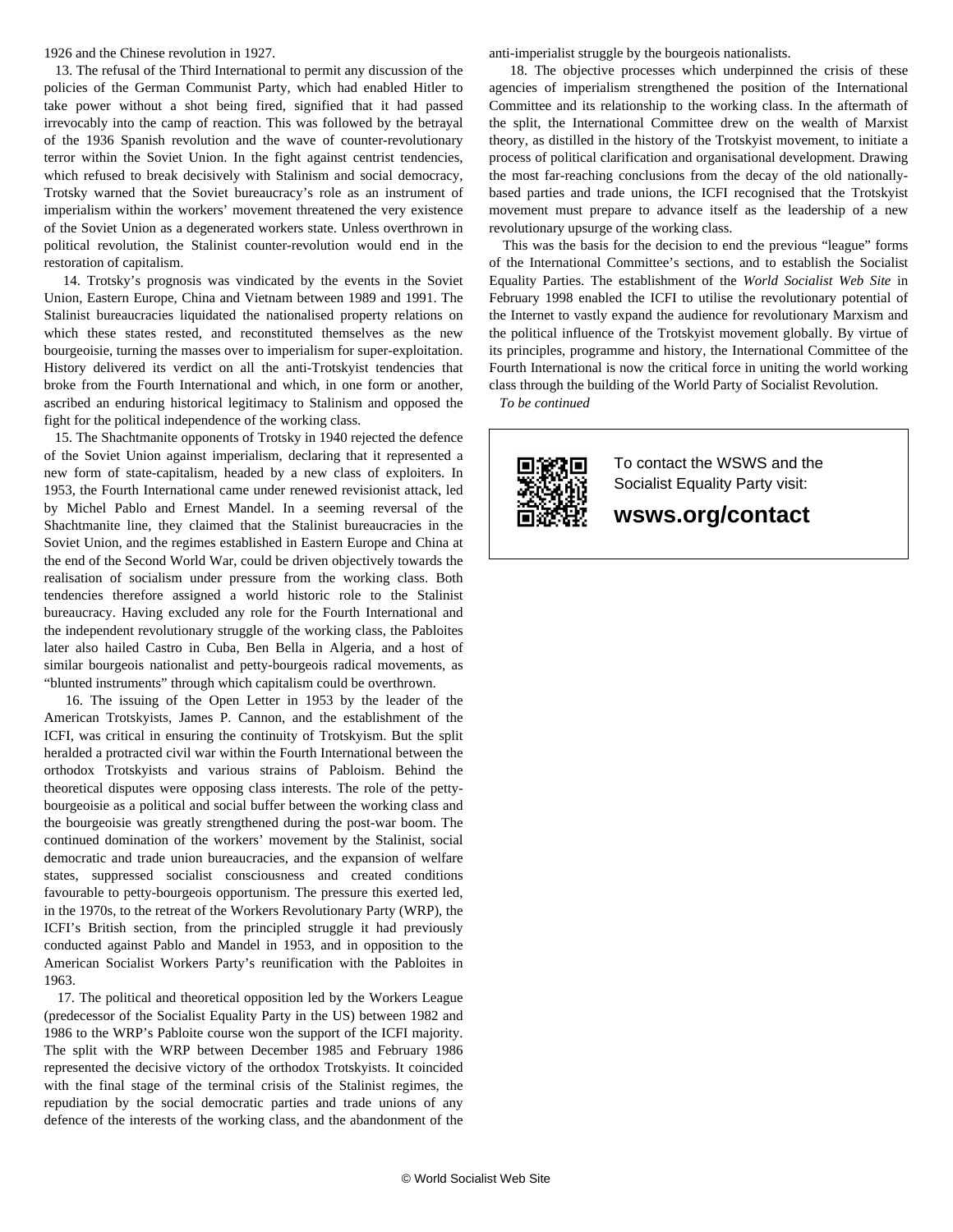1926 and the Chinese revolution in 1927.

13. The refusal of the Third International to permit any discussion of the policies of the German Communist Party, which had enabled Hitler to take power without a shot being fired, signified that it had passed irrevocably into the camp of reaction. This was followed by the betrayal of the 1936 Spanish revolution and the wave of counter-revolutionary terror within the Soviet Union. In the fight against centrist tendencies, which refused to break decisively with Stalinism and social democracy, Trotsky warned that the Soviet bureaucracy's role as an instrument of imperialism within the workers' movement threatened the very existence of the Soviet Union as a degenerated workers state. Unless overthrown in political revolution, the Stalinist counter-revolution would end in the restoration of capitalism.

14. Trotsky's prognosis was vindicated by the events in the Soviet Union, Eastern Europe, China and Vietnam between 1989 and 1991. The Stalinist bureaucracies liquidated the nationalised property relations on which these states rested, and reconstituted themselves as the new bourgeoisie, turning the masses over to imperialism for super-exploitation. History delivered its verdict on all the anti-Trotskyist tendencies that broke from the Fourth International and which, in one form or another, ascribed an enduring historical legitimacy to Stalinism and opposed the fight for the political independence of the working class.

15. The Shachtmanite opponents of Trotsky in 1940 rejected the defence of the Soviet Union against imperialism, declaring that it represented a new form of state-capitalism, headed by a new class of exploiters. In 1953, the Fourth International came under renewed revisionist attack, led by Michel Pablo and Ernest Mandel. In a seeming reversal of the Shachtmanite line, they claimed that the Stalinist bureaucracies in the Soviet Union, and the regimes established in Eastern Europe and China at the end of the Second World War, could be driven objectively towards the realisation of socialism under pressure from the working class. Both tendencies therefore assigned a world historic role to the Stalinist bureaucracy. Having excluded any role for the Fourth International and the independent revolutionary struggle of the working class, the Pabloites later also hailed Castro in Cuba, Ben Bella in Algeria, and a host of similar bourgeois nationalist and petty-bourgeois radical movements, as "blunted instruments" through which capitalism could be overthrown.

16. The issuing of the Open Letter in 1953 by the leader of the American Trotskyists, James P. Cannon, and the establishment of the ICFI, was critical in ensuring the continuity of Trotskyism. But the split heralded a protracted civil war within the Fourth International between the orthodox Trotskyists and various strains of Pabloism. Behind the theoretical disputes were opposing class interests. The role of the petty-bourgeoisie as a political and social buffer between the working class and the bourgeoisie was greatly strengthened during the post-war boom. The continued domination of the workers' movement by the Stalinist, social democratic and trade union bureaucracies, and the expansion of welfare states, suppressed socialist consciousness and created conditions favourable to petty-bourgeois opportunism. The pressure this exerted led, in the 1970s, to the retreat of the Workers Revolutionary Party (WRP), the ICFI's British section, from the principled struggle it had previously conducted against Pablo and Mandel in 1953, and in opposition to the American Socialist Workers Party's reunification with the Pabloites in 1963.

17. The political and theoretical opposition led by the Workers League (predecessor of the Socialist Equality Party in the US) between 1982 and 1986 to the WRP's Pabloite course won the support of the ICFI majority. The split with the WRP between December 1985 and February 1986 represented the decisive victory of the orthodox Trotskyists. It coincided with the final stage of the terminal crisis of the Stalinist regimes, the repudiation by the social democratic parties and trade unions of any defence of the interests of the working class, and the abandonment of the anti-imperialist struggle by the bourgeois nationalists.

18. The objective processes which underpinned the crisis of these agencies of imperialism strengthened the position of the International Committee and its relationship to the working class. In the aftermath of the split, the International Committee drew on the wealth of Marxist theory, as distilled in the history of the Trotskyist movement, to initiate a process of political clarification and organisational development. Drawing the most far-reaching conclusions from the decay of the old nationally-based parties and trade unions, the ICFI recognised that the Trotskyist movement must prepare to advance itself as the leadership of a new revolutionary upsurge of the working class.

This was the basis for the decision to end the previous "league" forms of the International Committee's sections, and to establish the Socialist Equality Parties. The establishment of the *World Socialist Web Site* in February 1998 enabled the ICFI to utilise the revolutionary potential of the Internet to vastly expand the audience for revolutionary Marxism and the political influence of the Trotskyist movement globally. By virtue of its principles, programme and history, the International Committee of the Fourth International is now the critical force in uniting the world working class through the building of the World Party of Socialist Revolution.

*To be continued*

To contact the WSWS and the Socialist Equality Party visit:

**wsws.org/contact**